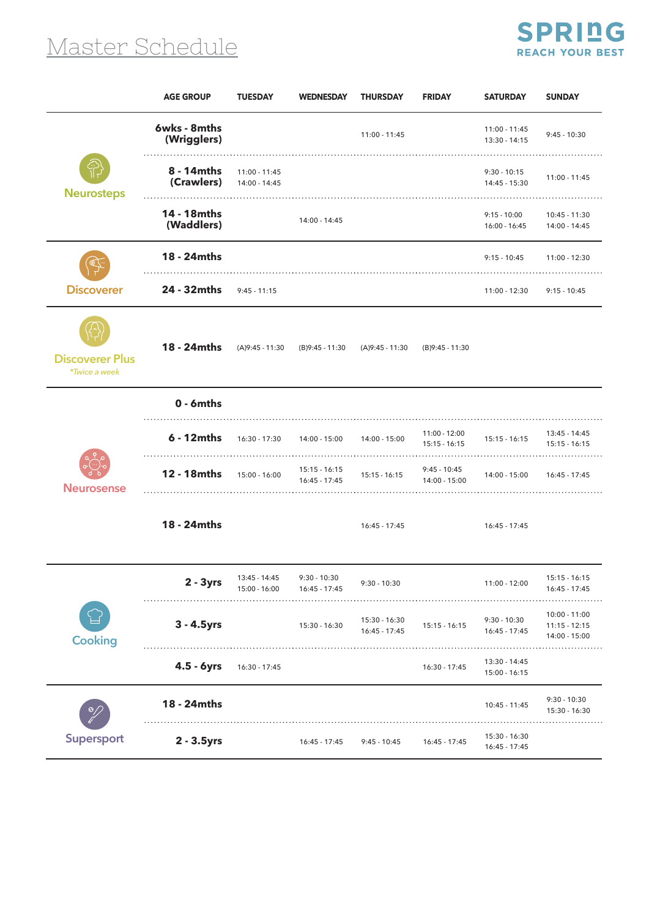# Master Schedule

SPRING
REACH YOUR BEST

| | AGE GROUP | TUESDAY | WEDNESDAY | THURSDAY | FRIDAY | SATURDAY | SUNDAY |
|---|---|---|---|---|---|---|---|
| Neurosteps | **6wks - 8mths (Wrigglers)** | | | 11:00 - 11:45 | | 11:00 - 11:45<br>13:30 - 14:15 | 9:45 - 10:30 |
| | **8 - 14mths (Crawlers)** | 11:00 - 11:45<br>14:00 - 14:45 | | | | 9:30 - 10:15<br>14:45 - 15:30 | 11:00 - 11:45 |
| | **14 - 18mths (Waddlers)** | | 14:00 - 14:45 | | | 9:15 - 10:00<br>16:00 - 16:45 | 10:45 - 11:30<br>14:00 - 14:45 |
| Discoverer | **18 - 24mths** | | | | | 9:15 - 10:45 | 11:00 - 12:30 |
| | **24 - 32mths** | 9:45 - 11:15 | | | | 11:00 - 12:30 | 9:15 - 10:45 |
| Discoverer Plus *\*Twice a week* | **18 - 24mths** | (A)9:45 - 11:30 | (B)9:45 - 11:30 | (A)9:45 - 11:30 | (B)9:45 - 11:30 | | |
| Neurosense | **0 - 6mths** | | | | | | |
| | **6 - 12mths** | 16:30 - 17:30 | 14:00 - 15:00 | 14:00 - 15:00 | 11:00 - 12:00<br>15:15 - 16:15 | 15:15 - 16:15 | 13:45 - 14:45<br>15:15 - 16:15 |
| | **12 - 18mths** | 15:00 - 16:00 | 15:15 - 16:15<br>16:45 - 17:45 | 15:15 - 16:15 | 9:45 - 10:45<br>14:00 - 15:00 | 14:00 - 15:00 | 16:45 - 17:45 |
| | **18 - 24mths** | | | 16:45 - 17:45 | | 16:45 - 17:45 | |
| Cooking | **2 - 3yrs** | 13:45 - 14:45<br>15:00 - 16:00 | 9:30 - 10:30<br>16:45 - 17:45 | 9:30 - 10:30 | | 11:00 - 12:00 | 15:15 - 16:15<br>16:45 - 17:45 |
| | **3 - 4.5yrs** | | 15:30 - 16:30 | 15:30 - 16:30<br>16:45 - 17:45 | 15:15 - 16:15 | 9:30 - 10:30<br>16:45 - 17:45 | 10:00 - 11:00<br>11:15 - 12:15<br>14:00 - 15:00 |
| | **4.5 - 6yrs** | 16:30 - 17:45 | | | 16:30 - 17:45 | 13:30 - 14:45<br>15:00 - 16:15 | |
| Supersport | **18 - 24mths** | | | | | 10:45 - 11:45 | 9:30 - 10:30<br>15:30 - 16:30 |
| | **2 - 3.5yrs** | | 16:45 - 17:45 | 9:45 - 10:45 | 16:45 - 17:45 | 15:30 - 16:30<br>16:45 - 17:45 | |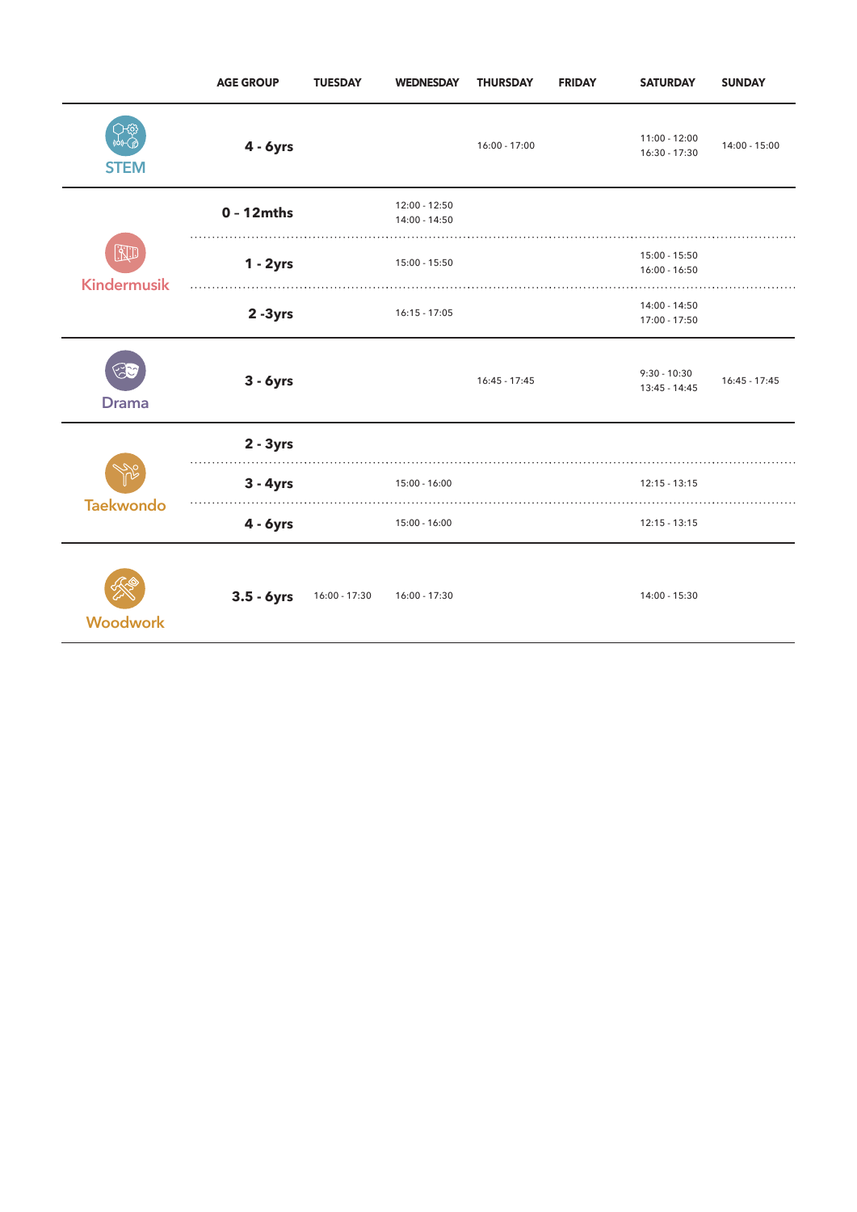| | AGE GROUP | TUESDAY | WEDNESDAY | THURSDAY | FRIDAY | SATURDAY | SUNDAY |
|---|---|---|---|---|---|---|---|
| STEM | **4 - 6yrs** | | | 16:00 - 17:00 | | 11:00 - 12:00<br>16:30 - 17:30 | 14:00 - 15:00 |
| Kindermusik | **0 - 12mths** | | 12:00 - 12:50<br>14:00 - 14:50 | | | | |
| | **1 - 2yrs** | | 15:00 - 15:50 | | | 15:00 - 15:50<br>16:00 - 16:50 | |
| | **2 -3yrs** | | 16:15 - 17:05 | | | 14:00 - 14:50<br>17:00 - 17:50 | |
| Drama | **3 - 6yrs** | | | 16:45 - 17:45 | | 9:30 - 10:30<br>13:45 - 14:45 | 16:45 - 17:45 |
| Taekwondo | **2 - 3yrs** | | | | | | |
| | **3 - 4yrs** | | 15:00 - 16:00 | | | 12:15 - 13:15 | |
| | **4 - 6yrs** | | 15:00 - 16:00 | | | 12:15 - 13:15 | |
| Woodwork | **3.5 - 6yrs** | 16:00 - 17:30 | 16:00 - 17:30 | | | 14:00 - 15:30 | |